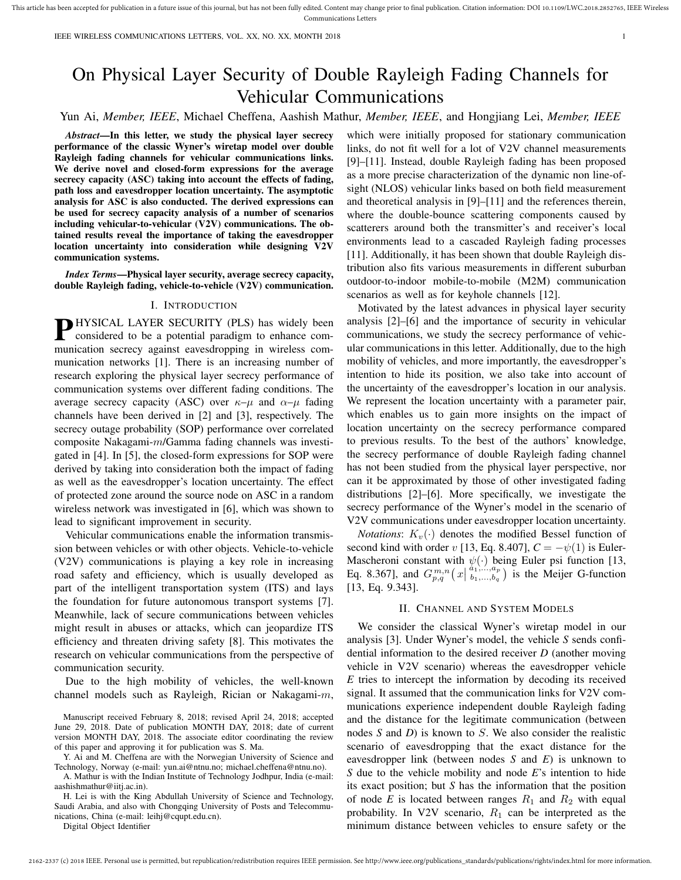# On Physical Layer Security of Double Rayleigh Fading Channels for Vehicular Communications

Yun Ai, *Member, IEEE*, Michael Cheffena, Aashish Mathur, *Member, IEEE*, and Hongjiang Lei, *Member, IEEE*

***Abstract*—In this letter, we study the physical layer secrecy performance of the classic Wyner's wiretap model over double Rayleigh fading channels for vehicular communications links. We derive novel and closed-form expressions for the average secrecy capacity (ASC) taking into account the effects of fading, path loss and eavesdropper location uncertainty. The asymptotic analysis for ASC is also conducted. The derived expressions can be used for secrecy capacity analysis of a number of scenarios including vehicular-to-vehicular (V2V) communications. The obtained results reveal the importance of taking the eavesdropper location uncertainty into consideration while designing V2V communication systems.**

***Index Terms*—Physical layer security, average secrecy capacity, double Rayleigh fading, vehicle-to-vehicle (V2V) communication.**

## I. INTRODUCTION

PHYSICAL LAYER SECURITY (PLS) has widely been considered to be a potential paradigm to enhance communication secrecy against eavesdropping in wireless communication networks [1]. There is an increasing number of research exploring the physical layer secrecy performance of communication systems over different fading conditions. The average secrecy capacity (ASC) over $\kappa$–$\mu$ and $\alpha$–$\mu$ fading channels have been derived in [2] and [3], respectively. The secrecy outage probability (SOP) performance over correlated composite Nakagami-$m$/Gamma fading channels was investigated in [4]. In [5], the closed-form expressions for SOP were derived by taking into consideration both the impact of fading as well as the eavesdropper's location uncertainty. The effect of protected zone around the source node on ASC in a random wireless network was investigated in [6], which was shown to lead to significant improvement in security.

Vehicular communications enable the information transmission between vehicles or with other objects. Vehicle-to-vehicle (V2V) communications is playing a key role in increasing road safety and efficiency, which is usually developed as part of the intelligent transportation system (ITS) and lays the foundation for future autonomous transport systems [7]. Meanwhile, lack of secure communications between vehicles might result in abuses or attacks, which can jeopardize ITS efficiency and threaten driving safety [8]. This motivates the research on vehicular communications from the perspective of communication security.

Due to the high mobility of vehicles, the well-known channel models such as Rayleigh, Rician or Nakagami-$m$, which were initially proposed for stationary communication links, do not fit well for a lot of V2V channel measurements [9]–[11]. Instead, double Rayleigh fading has been proposed as a more precise characterization of the dynamic non line-of-sight (NLOS) vehicular links based on both field measurement and theoretical analysis in [9]–[11] and the references therein, where the double-bounce scattering components caused by scatterers around both the transmitter's and receiver's local environments lead to a cascaded Rayleigh fading processes [11]. Additionally, it has been shown that double Rayleigh distribution also fits various measurements in different suburban outdoor-to-indoor mobile-to-mobile (M2M) communication scenarios as well as for keyhole channels [12].

Motivated by the latest advances in physical layer security analysis [2]–[6] and the importance of security in vehicular communications, we study the secrecy performance of vehicular communications in this letter. Additionally, due to the high mobility of vehicles, and more importantly, the eavesdropper's intention to hide its position, we also take into account of the uncertainty of the eavesdropper's location in our analysis. We represent the location uncertainty with a parameter pair, which enables us to gain more insights on the impact of location uncertainty on the secrecy performance compared to previous results. To the best of the authors' knowledge, the secrecy performance of double Rayleigh fading channel has not been studied from the physical layer perspective, nor can it be approximated by those of other investigated fading distributions [2]–[6]. More specifically, we investigate the secrecy performance of the Wyner's model in the scenario of V2V communications under eavesdropper location uncertainty.

*Notations*: $K_v(\cdot)$ denotes the modified Bessel function of second kind with order $v$ [13, Eq. 8.407], $C = -\psi(1)$ is Euler-Mascheroni constant with $\psi(\cdot)$ being Euler psi function [13, Eq. 8.367], and $G_{p,q}^{m,n}\left(x\middle|\begin{smallmatrix}a_1,\ldots,a_p\\ b_1,\ldots,b_q\end{smallmatrix}\right)$ is the Meijer G-function [13, Eq. 9.343].

## II. CHANNEL AND SYSTEM MODELS

We consider the classical Wyner's wiretap model in our analysis [3]. Under Wyner's model, the vehicle *S* sends confidential information to the desired receiver *D* (another moving vehicle in V2V scenario) whereas the eavesdropper vehicle *E* tries to intercept the information by decoding its received signal. It assumed that the communication links for V2V communications experience independent double Rayleigh fading and the distance for the legitimate communication (between nodes *S* and *D*) is known to $S$. We also consider the realistic scenario of eavesdropping that the exact distance for the eavesdropper link (between nodes *S* and *E*) is unknown to *S* due to the vehicle mobility and node *E*'s intention to hide its exact position; but *S* has the information that the position of node *E* is located between ranges $R_1$ and $R_2$ with equal probability. In V2V scenario, $R_1$ can be interpreted as the minimum distance between vehicles to ensure safety or the

Manuscript received February 8, 2018; revised April 24, 2018; accepted June 29, 2018. Date of publication MONTH DAY, 2018; date of current version MONTH DAY, 2018. The associate editor coordinating the review of this paper and approving it for publication was S. Ma.

Y. Ai and M. Cheffena are with the Norwegian University of Science and Technology, Norway (e-mail: yun.ai@ntnu.no; michael.cheffena@ntnu.no).

A. Mathur is with the Indian Institute of Technology Jodhpur, India (e-mail: aashishmathur@iitj.ac.in).

H. Lei is with the King Abdullah University of Science and Technology, Saudi Arabia, and also with Chongqing University of Posts and Telecommunications, China (e-mail: leihj@cqupt.edu.cn).

Digital Object Identifier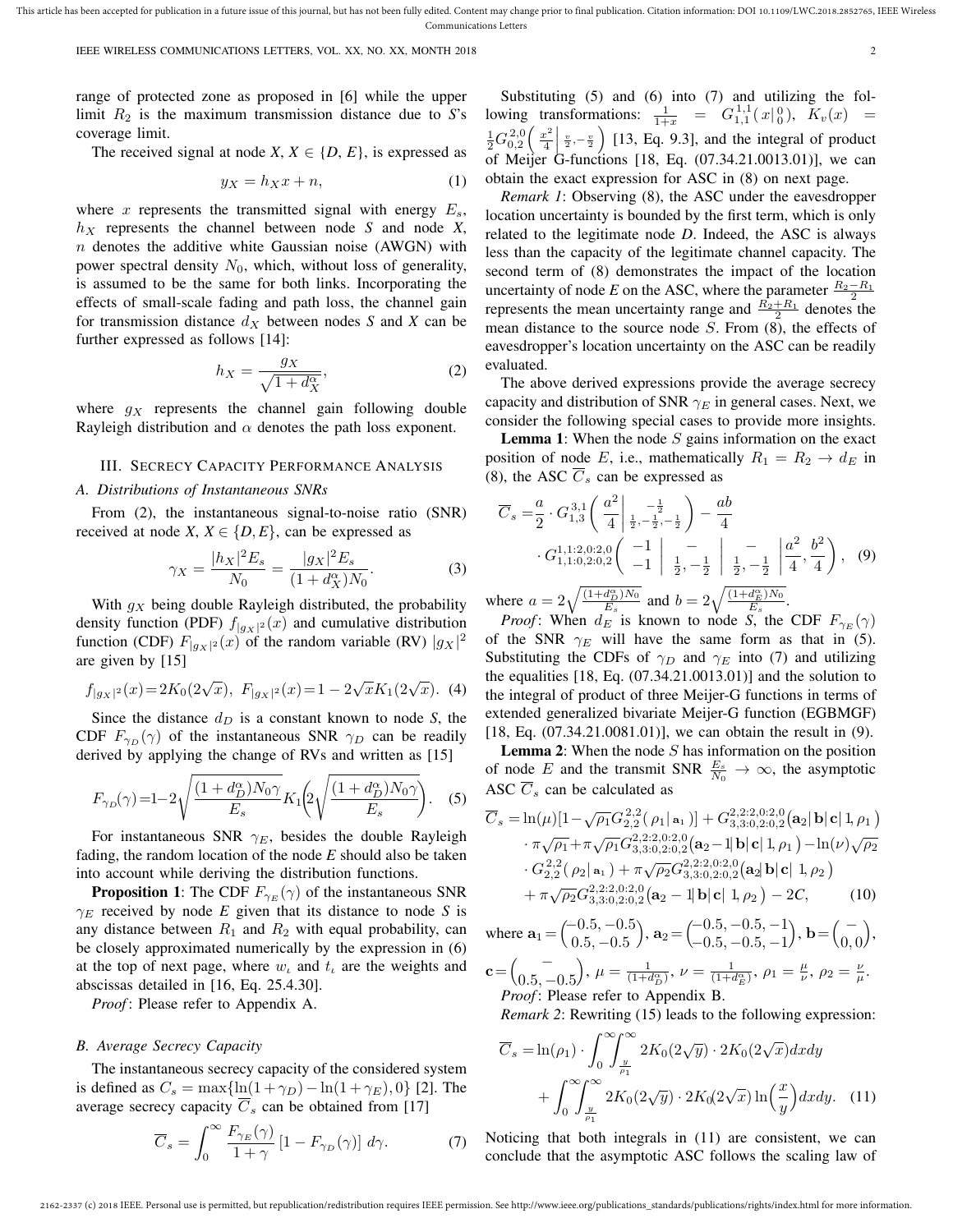range of protected zone as proposed in [6] while the upper limit $R_2$ is the maximum transmission distance due to *S*'s coverage limit.

The received signal at node *X*, $X \in \{D, E\}$, is expressed as

$$y_X = h_X x + n, \tag{1}$$

where $x$ represents the transmitted signal with energy $E_s$, $h_X$ represents the channel between node *S* and node *X*, $n$ denotes the additive white Gaussian noise (AWGN) with power spectral density $N_0$, which, without loss of generality, is assumed to be the same for both links. Incorporating the effects of small-scale fading and path loss, the channel gain for transmission distance $d_X$ between nodes *S* and *X* can be further expressed as follows [14]:

$$h_X = \frac{g_X}{\sqrt{1+d_X^{\alpha}}}, \tag{2}$$

where $g_X$ represents the channel gain following double Rayleigh distribution and $\alpha$ denotes the path loss exponent.

## III. Secrecy Capacity Performance Analysis

### A. Distributions of Instantaneous SNRs

From (2), the instantaneous signal-to-noise ratio (SNR) received at node *X*, $X \in \{D, E\}$, can be expressed as

$$\gamma_X = \frac{|h_X|^2 E_s}{N_0} = \frac{|g_X|^2 E_s}{(1+d_X^{\alpha})N_0}. \tag{3}$$

With $g_X$ being double Rayleigh distributed, the probability density function (PDF) $f_{|g_X|^2}(x)$ and cumulative distribution function (CDF) $F_{|g_X|^2}(x)$ of the random variable (RV) $|g_X|^2$ are given by [15]

$$f_{|g_X|^2}(x) = 2K_0(2\sqrt{x}),\ F_{|g_X|^2}(x) = 1 - 2\sqrt{x}K_1(2\sqrt{x}). \tag{4}$$

Since the distance $d_D$ is a constant known to node *S*, the CDF $F_{\gamma_D}(\gamma)$ of the instantaneous SNR $\gamma_D$ can be readily derived by applying the change of RVs and written as [15]

$$F_{\gamma_D}(\gamma) = 1 - 2\sqrt{\frac{(1+d_D^{\alpha})N_0\gamma}{E_s}}K_1\!\left(2\sqrt{\frac{(1+d_D^{\alpha})N_0\gamma}{E_s}}\right). \tag{5}$$

For instantaneous SNR $\gamma_E$, besides the double Rayleigh fading, the random location of the node *E* should also be taken into account while deriving the distribution functions.

**Proposition 1**: The CDF $F_{\gamma_E}(\gamma)$ of the instantaneous SNR $\gamma_E$ received by node *E* given that its distance to node *S* is any distance between $R_1$ and $R_2$ with equal probability, can be closely approximated numerically by the expression in (6) at the top of next page, where $w_\iota$ and $t_\iota$ are the weights and abscissas detailed in [16, Eq. 25.4.30].

*Proof*: Please refer to Appendix A.

### B. Average Secrecy Capacity

The instantaneous secrecy capacity of the considered system is defined as $C_s = \max\{\ln(1+\gamma_D) - \ln(1+\gamma_E), 0\}$ [2]. The average secrecy capacity $\overline{C}_s$ can be obtained from [17]

$$\overline{C}_s = \int_0^{\infty} \frac{F_{\gamma_E}(\gamma)}{1+\gamma}\left[1 - F_{\gamma_D}(\gamma)\right] d\gamma. \tag{7}$$

Substituting (5) and (6) into (7) and utilizing the following transformations: $\frac{1}{1+x} = G_{1,1}^{1,1}\!\left(x\middle|\begin{smallmatrix}0\\0\end{smallmatrix}\right)$, $K_v(x) = \frac{1}{2}G_{0,2}^{2,0}\!\left(\frac{x^2}{4}\middle|\begin{smallmatrix}-\\ \frac{v}{2},-\frac{v}{2}\end{smallmatrix}\right)$ [13, Eq. 9.3], and the integral of product of Meijer G-functions [18, Eq. (07.34.21.0013.01)], we can obtain the exact expression for ASC in (8) on next page.

*Remark 1*: Observing (8), the ASC under the eavesdropper location uncertainty is bounded by the first term, which is only related to the legitimate node *D*. Indeed, the ASC is always less than the capacity of the legitimate channel capacity. The second term of (8) demonstrates the impact of the location uncertainty of node *E* on the ASC, where the parameter $\frac{R_2-R_1}{2}$ represents the mean uncertainty range and $\frac{R_2+R_1}{2}$ denotes the mean distance to the source node *S*. From (8), the effects of eavesdropper's location uncertainty on the ASC can be readily evaluated.

The above derived expressions provide the average secrecy capacity and distribution of SNR $\gamma_E$ in general cases. Next, we consider the following special cases to provide more insights.

**Lemma 1**: When the node *S* gains information on the exact position of node *E*, i.e., mathematically $R_1 = R_2 \to d_E$ in (8), the ASC $\overline{C}_s$ can be expressed as

$$\overline{C}_s = \frac{a}{2}\cdot G_{1,3}^{3,1}\!\left(\frac{a^2}{4}\middle|\begin{smallmatrix}-\frac{1}{2}\\ \frac{1}{2},-\frac{1}{2},-\frac{1}{2}\end{smallmatrix}\right) - \frac{ab}{4} \cdot G_{1,1:0,2:0,2}^{1,1:2,0:2,0}\!\left(\begin{smallmatrix}-1\\-1\end{smallmatrix}\middle|\begin{smallmatrix}-\\ \frac{1}{2},-\frac{1}{2}\end{smallmatrix}\middle|\begin{smallmatrix}-\\ \frac{1}{2},-\frac{1}{2}\end{smallmatrix}\middle|\frac{a^2}{4},\frac{b^2}{4}\right), \tag{9}$$

where $a = 2\sqrt{\frac{(1+d_D^{\alpha})N_0}{E_s}}$ and $b = 2\sqrt{\frac{(1+d_E^{\alpha})N_0}{E_s}}$.

*Proof*: When $d_E$ is known to node *S*, the CDF $F_{\gamma_E}(\gamma)$ of the SNR $\gamma_E$ will have the same form as that in (5). Substituting the CDFs of $\gamma_D$ and $\gamma_E$ into (7) and utilizing the equalities [18, Eq. (07.34.21.0013.01)] and the solution to the integral of product of three Meijer-G functions in terms of extended generalized bivariate Meijer-G function (EGBMGF) [18, Eq. (07.34.21.0081.01)], we can obtain the result in (9).

**Lemma 2**: When the node *S* has information on the position of node *E* and the transmit SNR $\frac{E_s}{N_0} \to \infty$, the asymptotic ASC $\overline{C}_s$ can be calculated as

$$\begin{aligned}\overline{C}_s =& \ln(\mu)[1 - \sqrt{\rho_1}G_{2,2}^{2,2}(\rho_1|\,\mathbf{a}_1)] + G_{3,3:0,2:0,2}^{2,2:2,0:2,0}(\mathbf{a}_2|\,\mathbf{b}|\,\mathbf{c}|\,1,\rho_1)\\ &\cdot \pi\sqrt{\rho_1} + \pi\sqrt{\rho_1}G_{3,3:0,2:0,2}^{2,2:2,0:2,0}(\mathbf{a}_2 - 1|\,\mathbf{b}|\,\mathbf{c}|\,1,\rho_1) - \ln(\nu)\sqrt{\rho_2}\\ &\cdot G_{2,2}^{2,2}(\rho_2|\,\mathbf{a}_1) + \pi\sqrt{\rho_2}G_{3,3:0,2:0,2}^{2,2:2,0:2,0}(\mathbf{a}_2|\,\mathbf{b}|\,\mathbf{c}|\,1,\rho_2)\\ &+ \pi\sqrt{\rho_2}G_{3,3:0,2:0,2}^{2,2:2,0:2,0}(\mathbf{a}_2 - 1|\,\mathbf{b}|\,\mathbf{c}|\,1,\rho_2) - 2C,\end{aligned} \tag{10}$$

where $\mathbf{a}_1 = \begin{pmatrix}-0.5,-0.5\\0.5,-0.5\end{pmatrix}$, $\mathbf{a}_2 = \begin{pmatrix}-0.5,-0.5,-1\\-0.5,-0.5,-1\end{pmatrix}$, $\mathbf{b} = \begin{pmatrix}-\\0,0\end{pmatrix}$, $\mathbf{c} = \begin{pmatrix}-\\0.5,-0.5\end{pmatrix}$, $\mu = \frac{1}{(1+d_D^{\alpha})}$, $\nu = \frac{1}{(1+d_E^{\alpha})}$, $\rho_1 = \frac{\mu}{\nu}$, $\rho_2 = \frac{\nu}{\mu}$.

*Proof*: Please refer to Appendix B.

*Remark 2*: Rewriting (15) leads to the following expression:

$$\overline{C}_s = \ln(\rho_1)\cdot\int_0^{\infty}\int_{\frac{y}{\rho_1}}^{\infty} 2K_0(2\sqrt{y})\cdot 2K_0(2\sqrt{x})dxdy + \int_0^{\infty}\int_{\frac{y}{\rho_1}}^{\infty} 2K_0(2\sqrt{y})\cdot 2K_0(2\sqrt{x})\ln\!\left(\frac{x}{y}\right)dxdy. \tag{11}$$

Noticing that both integrals in (11) are consistent, we can conclude that the asymptotic ASC follows the scaling law of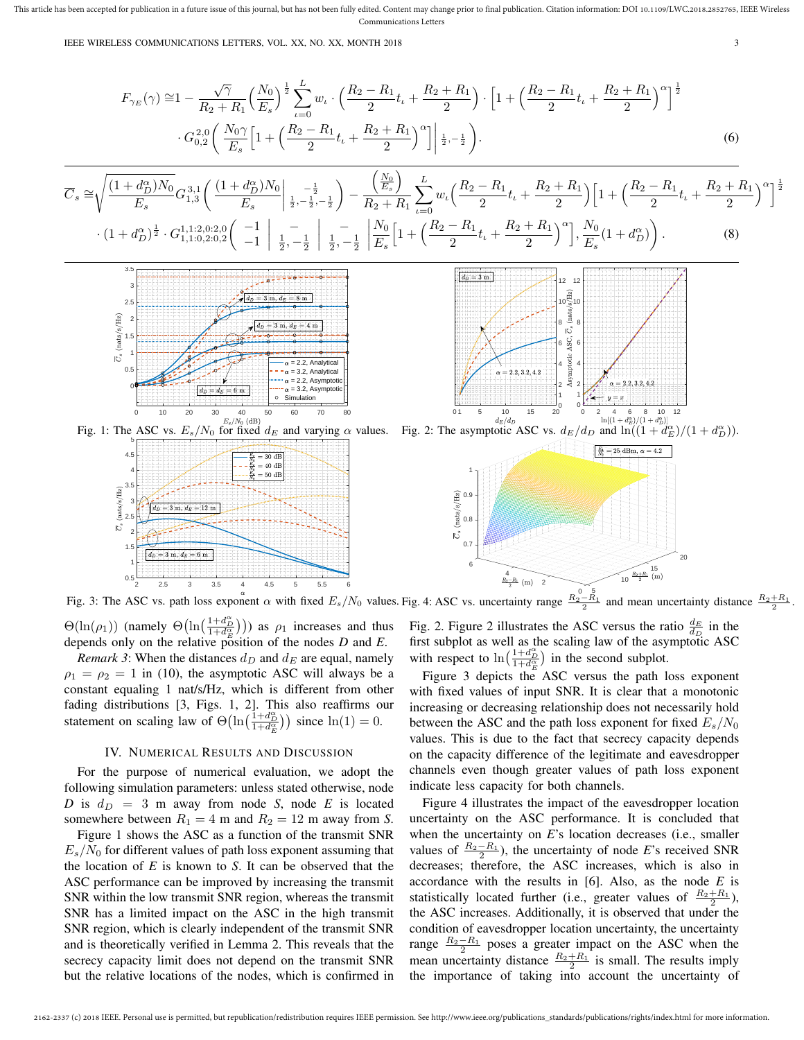$$F_{\gamma_E}(\gamma) \cong 1 - \frac{\sqrt{\gamma}}{R_2+R_1}\Big(\frac{N_0}{E_s}\Big)^{\frac{1}{2}} \sum_{\iota=0}^{L} w_\iota \cdot \Big(\frac{R_2-R_1}{2}t_\iota + \frac{R_2+R_1}{2}\Big) \cdot \Big[1+\Big(\frac{R_2-R_1}{2}t_\iota + \frac{R_2+R_1}{2}\Big)^{\alpha}\Big]^{\frac{1}{2}} \cdot G_{0,2}^{2,0}\Big(\frac{N_0\gamma}{E_s}\Big[1+\Big(\frac{R_2-R_1}{2}t_\iota + \frac{R_2+R_1}{2}\Big)^{\alpha}\Big]\Big|_{\frac{1}{2},-\frac{1}{2}}\Big). \tag{6}$$

$$\overline{C}_s \cong \sqrt{\frac{(1+d_D^{\alpha})N_0}{E_s}} G_{1,3}^{3,1}\Big(\frac{(1+d_D^{\alpha})N_0}{E_s}\Big|_{\frac{1}{2},-\frac{1}{2},-\frac{1}{2}}^{-\frac{1}{2}}\Big) - \frac{\Big(\frac{N_0}{E_s}\Big)}{R_2+R_1}\sum_{\iota=0}^{L} w_\iota \Big(\frac{R_2-R_1}{2}t_\iota + \frac{R_2+R_1}{2}\Big)\Big[1+\Big(\frac{R_2-R_1}{2}t_\iota + \frac{R_2+R_1}{2}\Big)^{\alpha}\Big]^{\frac{1}{2}} \cdot (1+d_D^{\alpha})^{\frac{1}{2}} \cdot G_{1,1:0,2:0,2}^{1,1:2,0:2,0}\Big(\begin{matrix}-1\\-1\end{matrix}\Big|\begin{matrix}-\\\frac{1}{2},-\frac{1}{2}\end{matrix}\Big|\begin{matrix}-\\\frac{1}{2},-\frac{1}{2}\end{matrix}\Big|\frac{N_0}{E_s}\Big[1+\Big(\frac{R_2-R_1}{2}t_\iota + \frac{R_2+R_1}{2}\Big)^{\alpha}\Big], \frac{N_0}{E_s}(1+d_D^{\alpha})\Big). \tag{8}$$

Fig. 1: The ASC vs. $E_s/N_0$ for fixed $d_E$ and varying $\alpha$ values.

Fig. 2: The asymptotic ASC vs. $d_E/d_D$ and $\ln((1+d_E^{\alpha})/(1+d_D^{\alpha}))$.

Fig. 3: The ASC vs. path loss exponent $\alpha$ with fixed $E_s/N_0$ values.

Fig. 4: ASC vs. uncertainty range $\frac{R_2-R_1}{2}$ and mean uncertainty distance $\frac{R_2+R_1}{2}$.

$\Theta(\ln(\rho_1))$ (namely $\Theta\big(\ln(\frac{1+d_D^{\alpha}}{1+d_E^{\alpha}})\big)$) as $\rho_1$ increases and thus depends only on the relative position of the nodes *D* and *E*.

*Remark 3*: When the distances $d_D$ and $d_E$ are equal, namely $\rho_1 = \rho_2 = 1$ in (10), the asymptotic ASC will always be a constant equaling 1 nat/s/Hz, which is different from other fading distributions [3, Figs. 1, 2]. This also reaffirms our statement on scaling law of $\Theta\big(\ln(\frac{1+d_D^{\alpha}}{1+d_E^{\alpha}})\big)$ since $\ln(1) = 0$.

## IV. Numerical Results and Discussion

For the purpose of numerical evaluation, we adopt the following simulation parameters: unless stated otherwise, node *D* is $d_D = 3$ m away from node *S*, node *E* is located somewhere between $R_1 = 4$ m and $R_2 = 12$ m away from *S*.

Figure 1 shows the ASC as a function of the transmit SNR $E_s/N_0$ for different values of path loss exponent assuming that the location of *E* is known to *S*. It can be observed that the ASC performance can be improved by increasing the transmit SNR within the low transmit SNR region, whereas the transmit SNR has a limited impact on the ASC in the high transmit SNR region, which is clearly independent of the transmit SNR and is theoretically verified in Lemma 2. This reveals that the secrecy capacity limit does not depend on the transmit SNR but the relative locations of the nodes, which is confirmed in Fig. 2. Figure 2 illustrates the ASC versus the ratio $\frac{d_E}{d_D}$ in the first subplot as well as the scaling law of the asymptotic ASC with respect to $\ln\big(\frac{1+d_D^{\alpha}}{1+d_E^{\alpha}}\big)$ in the second subplot.

Figure 3 depicts the ASC versus the path loss exponent with fixed values of input SNR. It is clear that a monotonic increasing or decreasing relationship does not necessarily hold between the ASC and the path loss exponent for fixed $E_s/N_0$ values. This is due to the fact that secrecy capacity depends on the capacity difference of the legitimate and eavesdropper channels even though greater values of path loss exponent indicate less capacity for both channels.

Figure 4 illustrates the impact of the eavesdropper location uncertainty on the ASC performance. It is concluded that when the uncertainty on *E*'s location decreases (i.e., smaller values of $\frac{R_2-R_1}{2}$), the uncertainty of node *E*'s received SNR decreases; therefore, the ASC increases, which is also in accordance with the results in [6]. Also, as the node *E* is statistically located further (i.e., greater values of $\frac{R_2+R_1}{2}$), the ASC increases. Additionally, it is observed that under the condition of eavesdropper location uncertainty, the uncertainty range $\frac{R_2-R_1}{2}$ poses a greater impact on the ASC when the mean uncertainty distance $\frac{R_2+R_1}{2}$ is small. The results imply the importance of taking into account the uncertainty of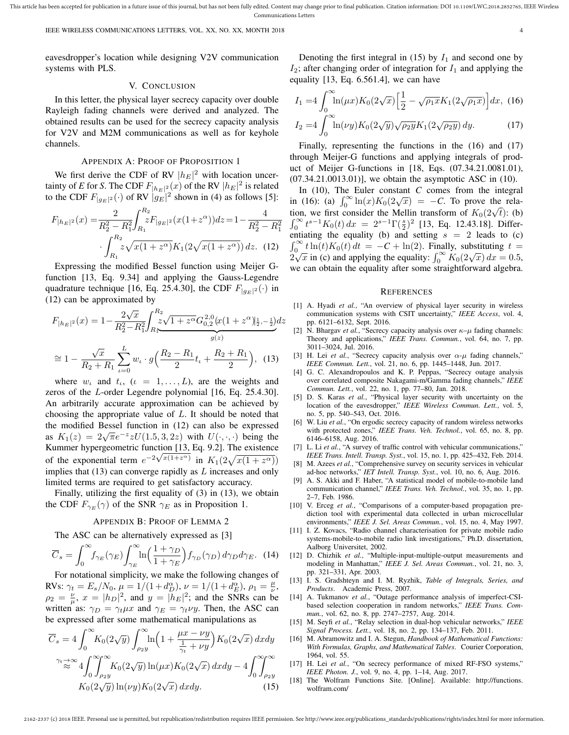eavesdropper's location while designing V2V communication systems with PLS.

## V. Conclusion

In this letter, the physical layer secrecy capacity over double Rayleigh fading channels were derived and analyzed. The obtained results can be used for the secrecy capacity analysis for V2V and M2M communications as well as for keyhole channels.

## Appendix A: Proof of Proposition 1

We first derive the CDF of RV $|h_E|^2$ with location uncertainty of *E* for *S*. The CDF $F_{|h_E|^2}(x)$ of the RV $|h_E|^2$ is related to the CDF $F_{|g_E|^2}(\cdot)$ of RV $|g_E|^2$ shown in (4) as follows [5]:

$$F_{|h_E|^2}(x) = \frac{2}{R_2^2 - R_1^2}\int_{R_1}^{R_2} z F_{|g_E|^2}(x(1+z^\alpha))dz = 1 - \frac{4}{R_2^2 - R_1^2} \cdot \int_{R_1}^{R_2} z\sqrt{x(1+z^\alpha)}K_1(2\sqrt{x(1+z^\alpha)})\, dz. \quad (12)$$

Expressing the modified Bessel function using Meijer G-function [13, Eq. 9.34] and applying the Gauss-Legendre quadrature technique [16, Eq. 25.4.30], the CDF $F_{|g_E|^2}(\cdot)$ in (12) can be approximated by

$$F_{|h_E|^2}(x) = 1 - \frac{2\sqrt{x}}{R_2^2 - R_1^2}\int_{R_1}^{R_2} \underbrace{z\sqrt{1+z^\alpha}G_{0,2}^{2,0}(x(1+z^\alpha)|_{\frac{1}{2},-\frac{1}{2}})}_{g(z)} dz$$

$$\cong 1 - \frac{\sqrt{x}}{R_2 + R_1}\sum_{\iota=0}^{L} w_\iota \cdot g\Big(\frac{R_2 - R_1}{2}t_\iota + \frac{R_2 + R_1}{2}\Big), \quad (13)$$

where $w_\iota$ and $t_\iota$, ($\iota = 1, \ldots, L$), are the weights and zeros of the $L$-order Legendre polynomial [16, Eq. 25.4.30]. An arbitrarily accurate approximation can be achieved by choosing the appropriate value of $L$. It should be noted that the modified Bessel function in (12) can also be expressed as $K_1(z) = 2\sqrt{\pi}e^{-z}zU(1.5, 3, 2z)$ with $U(\cdot,\cdot,\cdot)$ being the Kummer hypergeometric function [13, Eq. 9.2]. The existence of the exponential term $e^{-2\sqrt{x(1+z^\alpha)}}$ in $K_1(2\sqrt{x(1+z^\alpha)})$ implies that (13) can converge rapidly as $L$ increases and only limited terms are required to get satisfactory accuracy.

Finally, utilizing the first equality of (3) in (13), we obtain the CDF $F_{\gamma_E}(\gamma)$ of the SNR $\gamma_E$ as in Proposition 1.

## Appendix B: Proof of Lemma 2

The ASC can be alternatively expressed as [3]

$$\overline{C}_s = \int_0^\infty f_{\gamma_E}(\gamma_E)\int_{\gamma_E}^\infty \ln\Big(\frac{1+\gamma_D}{1+\gamma_E}\Big) f_{\gamma_D}(\gamma_D)\, d\gamma_D d\gamma_E. \quad (14)$$

For notational simplicity, we make the following changes of RVs: $\gamma_t = E_s/N_0$, $\mu = 1/(1+d_D^\alpha)$, $\nu = 1/(1+d_E^\alpha)$, $\rho_1 = \frac{\mu}{\nu}$, $\rho_2 = \frac{\nu}{\mu}$, $x = |h_D|^2$, and $y = |h_E|^2$; and the SNRs can be written as: $\gamma_D = \gamma_t\mu x$ and $\gamma_E = \gamma_t\nu y$. Then, the ASC can be expressed after some mathematical manipulations as

$$\overline{C}_s = 4\int_0^\infty K_0(2\sqrt{y})\int_{\rho_2 y}^\infty \ln\Big(1 + \frac{\mu x - \nu y}{\frac{1}{\gamma_t} + \nu y}\Big) K_0(2\sqrt{x})\, dxdy$$

$$\overset{\gamma_t\to\infty}{\approx} 4\int_0^\infty\int_{\rho_2 y}^\infty K_0(2\sqrt{y})\ln(\mu x)K_0(2\sqrt{x})\, dxdy - 4\int_0^\infty\int_{\rho_2 y}^\infty K_0(2\sqrt{y})\ln(\nu y)K_0(2\sqrt{x})\, dxdy. \quad (15)$$

Denoting the first integral in (15) by $I_1$ and second one by $I_2$; after changing order of integration for $I_1$ and applying the equality [13, Eq. 6.561.4], we can have

$$I_1 = 4\int_0^\infty \ln(\mu x)K_0(2\sqrt{x})\Big[\frac{1}{2} - \sqrt{\rho_1 x}K_1(2\sqrt{\rho_1 x})\Big]dx, \quad (16)$$

$$I_2 = 4\int_0^\infty \ln(\nu y)K_0(2\sqrt{y})\sqrt{\rho_2 y}K_1(2\sqrt{\rho_2 y})\, dy. \quad (17)$$

Finally, representing the functions in the (16) and (17) through Meijer-G functions and applying integrals of product of Meijer G-functions in [18, Eqs. (07.34.21.0081.01), (07.34.21.0013.01)], we obtain the asymptotic ASC in (10).

In (10), The Euler constant $C$ comes from the integral in (16): (a) $\int_0^\infty \ln(x)K_0(2\sqrt{x}) = -C$. To prove the relation, we first consider the Mellin transform of $K_0(2\sqrt{t})$: (b) $\int_0^\infty t^{s-1}K_0(t)\, dx = 2^{s-1}\Gamma(\frac{s}{2})^2$ [13, Eq. 12.43.18]. Differentiating the equality (b) and setting $s = 2$ leads to (c) $\int_0^\infty t\ln(t)K_0(t)\, dt = -C + \ln(2)$. Finally, substituting $t = 2\sqrt{x}$ in (c) and applying the equality: $\int_0^\infty K_0(2\sqrt{x})\, dx = 0.5$, we can obtain the equality after some straightforward algebra.

## References

[1] A. Hyadi *et al.*, "An overview of physical layer security in wireless communication systems with CSIT uncertainty," *IEEE Access*, vol. 4, pp. 6121–6132, Sept. 2016.

[2] N. Bhargav *et al.*, "Secrecy capacity analysis over $\kappa$–$\mu$ fading channels: Theory and applications," *IEEE Trans. Commun.*, vol. 64, no. 7, pp. 3011–3024, Jul. 2016.

[3] H. Lei *et al.*, "Secrecy capacity analysis over $\alpha$-$\mu$ fading channels," *IEEE Commun. Lett.*, vol. 21, no. 6, pp. 1445–1448, Jun. 2017.

[4] G. C. Alexandropoulos and K. P. Peppas, "Secrecy outage analysis over correlated composite Nakagami-m/Gamma fading channels," *IEEE Commun. Lett.*, vol. 22, no. 1, pp. 77–80, Jan. 2018.

[5] D. S. Karas *et al.*, "Physical layer security with uncertainty on the location of the eavesdropper," *IEEE Wireless Commun. Lett.*, vol. 5, no. 5, pp. 540–543, Oct. 2016.

[6] W. Liu *et al.*, "On ergodic secrecy capacity of random wireless networks with protected zones," *IEEE Trans. Veh. Technol.*, vol. 65, no. 8, pp. 6146–6158, Aug. 2016.

[7] L. Li *et al.*, "A survey of traffic control with vehicular communications," *IEEE Trans. Intell. Transp. Syst.*, vol. 15, no. 1, pp. 425–432, Feb. 2014.

[8] M. Azees *et al.*, "Comprehensive survey on security services in vehicular ad-hoc networks," *IET Intell. Transp. Syst.*, vol. 10, no. 6, Aug. 2016.

[9] A. S. Akki and F. Haber, "A statistical model of mobile-to-mobile land communication channel," *IEEE Trans. Veh. Technol.*, vol. 35, no. 1, pp. 2–7, Feb. 1986.

[10] V. Erceg *et al.*, "Comparisons of a computer-based propagation prediction tool with experimental data collected in urban microcellular environments," *IEEE J. Sel. Areas Commun.*, vol. 15, no. 4, May 1997.

[11] I. Z. Kovacs, "Radio channel characterisation for private mobile radio systems-mobile-to-mobile radio link investigations," Ph.D. dissertation, Aalborg Universitet, 2002.

[12] D. Chizhik *et al.*, "Multiple-input-multiple-output measurements and modeling in Manhattan," *IEEE J. Sel. Areas Commun.*, vol. 21, no. 3, pp. 321–331, Apr. 2003.

[13] I. S. Gradshteyn and I. M. Ryzhik, *Table of Integrals, Series, and Products*. Academic Press, 2007.

[14] A. Tukmanov *et al.*, "Outage performance analysis of imperfect-CSI-based selection cooperation in random networks," *IEEE Trans. Commun.*, vol. 62, no. 8, pp. 2747–2757, Aug. 2014.

[15] M. Seyfi *et al.*, "Relay selection in dual-hop vehicular networks," *IEEE Signal Process. Lett.*, vol. 18, no. 2, pp. 134–137, Feb. 2011.

[16] M. Abramowitz and I. A. Stegun, *Handbook of Mathematical Functions: With Formulas, Graphs, and Mathematical Tables*. Courier Corporation, 1964, vol. 55.

[17] H. Lei *et al.*, "On secrecy performance of mixed RF-FSO systems," *IEEE Photon. J.*, vol. 9, no. 4, pp. 1–14, Aug. 2017.

[18] The Wolfram Functions Site. [Online]. Available: http://functions.wolfram.com/